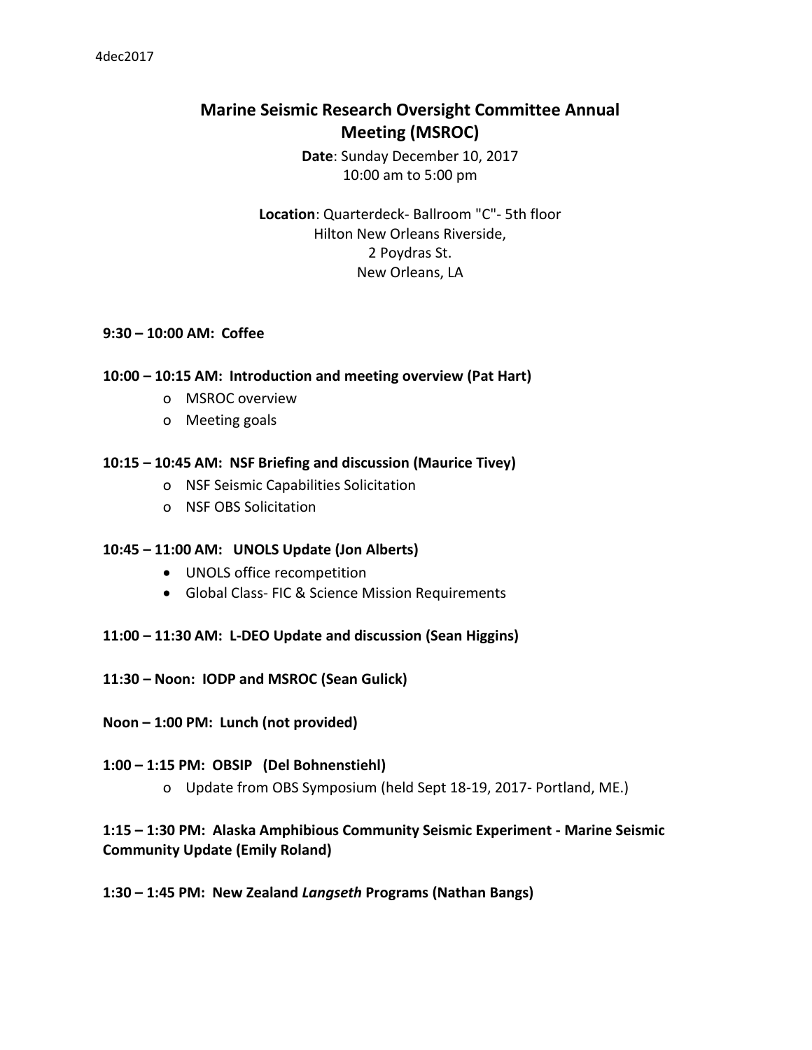4dec2017

# Marine Seismic Research Oversight Committee Annual Meeting (MSROC)

**Date**: Sunday December 10, 2017
10:00 am to 5:00 pm

**Location**: Quarterdeck- Ballroom "C"- 5th floor
Hilton New Orleans Riverside,
2 Poydras St.
New Orleans, LA

**9:30 – 10:00 AM: Coffee**

**10:00 – 10:15 AM: Introduction and meeting overview (Pat Hart)**

- MSROC overview
- Meeting goals

**10:15 – 10:45 AM: NSF Briefing and discussion (Maurice Tivey)**

- NSF Seismic Capabilities Solicitation
- NSF OBS Solicitation

**10:45 – 11:00 AM: UNOLS Update (Jon Alberts)**

- UNOLS office recompetition
- Global Class- FIC & Science Mission Requirements

**11:00 – 11:30 AM: L-DEO Update and discussion (Sean Higgins)**

**11:30 – Noon: IODP and MSROC (Sean Gulick)**

**Noon – 1:00 PM: Lunch (not provided)**

**1:00 – 1:15 PM: OBSIP (Del Bohnenstiehl)**

- Update from OBS Symposium (held Sept 18-19, 2017- Portland, ME.)

**1:15 – 1:30 PM: Alaska Amphibious Community Seismic Experiment - Marine Seismic Community Update (Emily Roland)**

**1:30 – 1:45 PM: New Zealand *Langseth* Programs (Nathan Bangs)**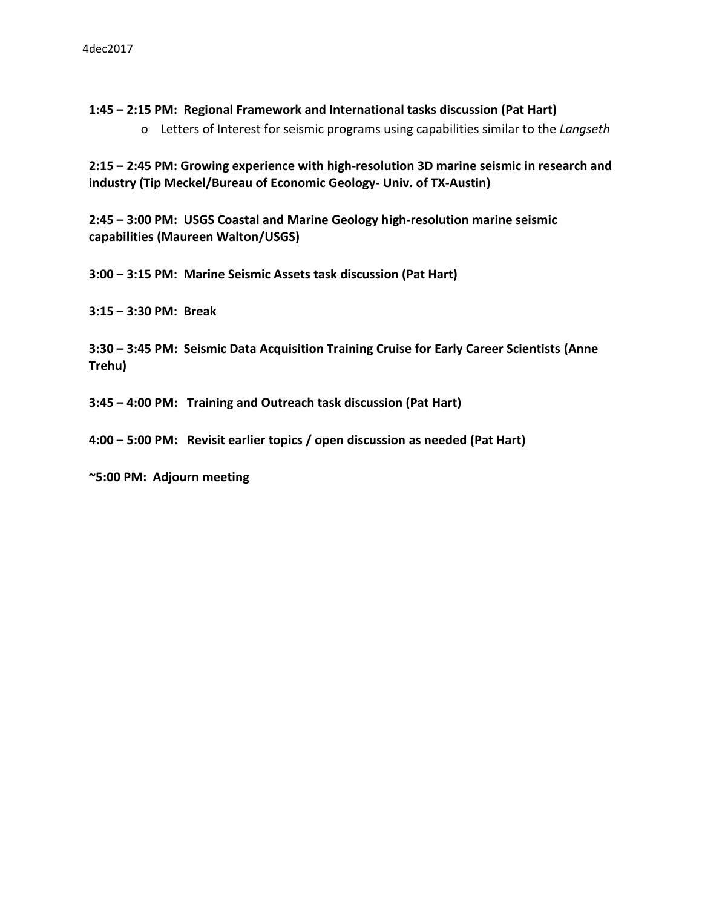4dec2017

**1:45 – 2:15 PM: Regional Framework and International tasks discussion (Pat Hart)**

- Letters of Interest for seismic programs using capabilities similar to the *Langseth*

**2:15 – 2:45 PM: Growing experience with high-resolution 3D marine seismic in research and industry (Tip Meckel/Bureau of Economic Geology- Univ. of TX-Austin)**

**2:45 – 3:00 PM: USGS Coastal and Marine Geology high-resolution marine seismic capabilities (Maureen Walton/USGS)**

**3:00 – 3:15 PM: Marine Seismic Assets task discussion (Pat Hart)**

**3:15 – 3:30 PM: Break**

**3:30 – 3:45 PM: Seismic Data Acquisition Training Cruise for Early Career Scientists (Anne Trehu)**

**3:45 – 4:00 PM: Training and Outreach task discussion (Pat Hart)**

**4:00 – 5:00 PM: Revisit earlier topics / open discussion as needed (Pat Hart)**

**~5:00 PM: Adjourn meeting**